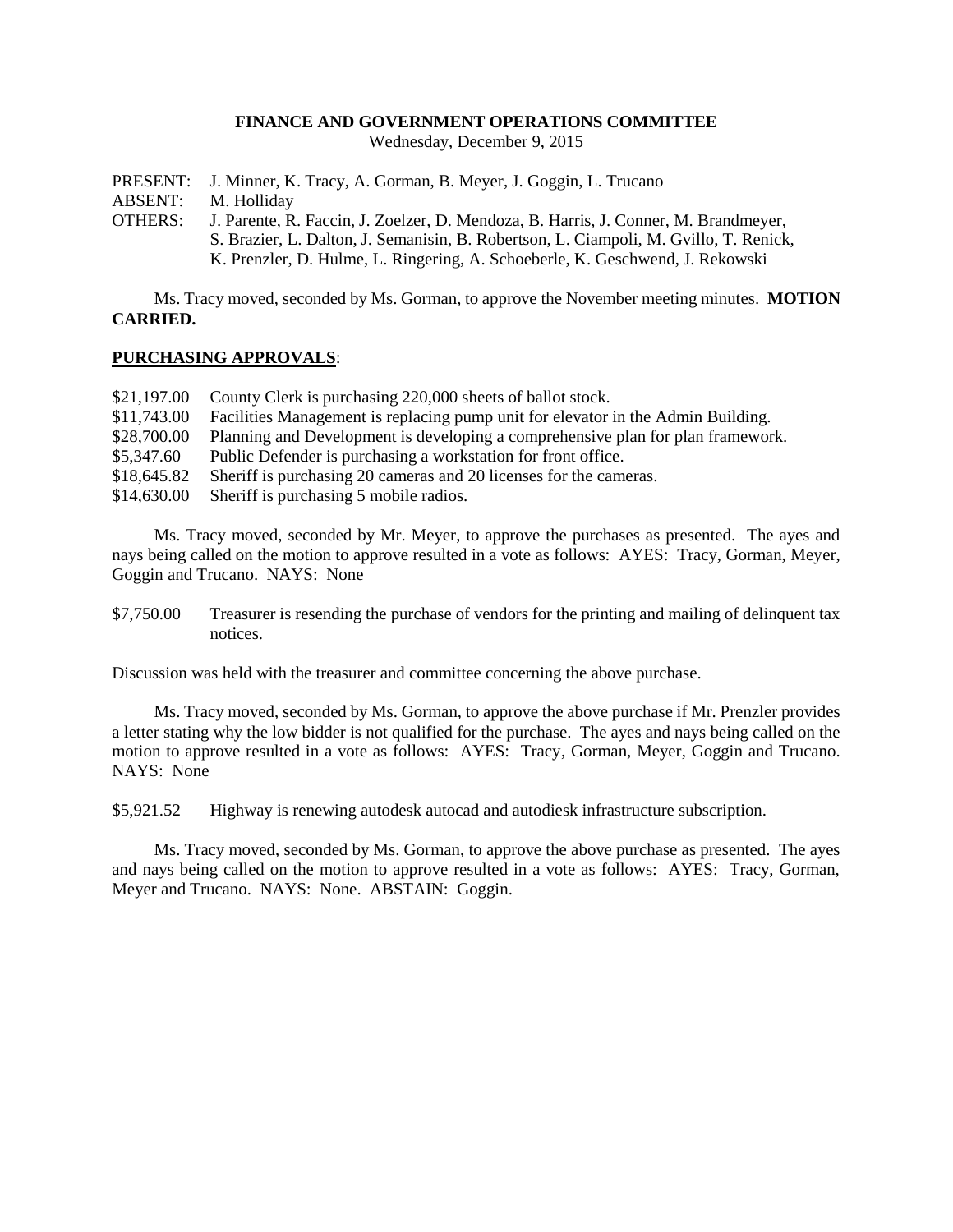**FINANCE AND GOVERNMENT OPERATIONS COMMITTEE**
Wednesday, December 9, 2015

PRESENT: J. Minner, K. Tracy, A. Gorman, B. Meyer, J. Goggin, L. Trucano
ABSENT: M. Holliday
OTHERS: J. Parente, R. Faccin, J. Zoelzer, D. Mendoza, B. Harris, J. Conner, M. Brandmeyer, S. Brazier, L. Dalton, J. Semanisin, B. Robertson, L. Ciampoli, M. Gvillo, T. Renick, K. Prenzler, D. Hulme, L. Ringering, A. Schoeberle, K. Geschwend, J. Rekowski

Ms. Tracy moved, seconded by Ms. Gorman, to approve the November meeting minutes. **MOTION CARRIED.**

**PURCHASING APPROVALS**:

$21,197.00 County Clerk is purchasing 220,000 sheets of ballot stock.
$11,743.00 Facilities Management is replacing pump unit for elevator in the Admin Building.
$28,700.00 Planning and Development is developing a comprehensive plan for plan framework.
$5,347.60 Public Defender is purchasing a workstation for front office.
$18,645.82 Sheriff is purchasing 20 cameras and 20 licenses for the cameras.
$14,630.00 Sheriff is purchasing 5 mobile radios.

Ms. Tracy moved, seconded by Mr. Meyer, to approve the purchases as presented. The ayes and nays being called on the motion to approve resulted in a vote as follows: AYES: Tracy, Gorman, Meyer, Goggin and Trucano. NAYS: None

$7,750.00 Treasurer is resending the purchase of vendors for the printing and mailing of delinquent tax notices.

Discussion was held with the treasurer and committee concerning the above purchase.

Ms. Tracy moved, seconded by Ms. Gorman, to approve the above purchase if Mr. Prenzler provides a letter stating why the low bidder is not qualified for the purchase. The ayes and nays being called on the motion to approve resulted in a vote as follows: AYES: Tracy, Gorman, Meyer, Goggin and Trucano. NAYS: None

$5,921.52 Highway is renewing autodesk autocad and autodiesk infrastructure subscription.

Ms. Tracy moved, seconded by Ms. Gorman, to approve the above purchase as presented. The ayes and nays being called on the motion to approve resulted in a vote as follows: AYES: Tracy, Gorman, Meyer and Trucano. NAYS: None. ABSTAIN: Goggin.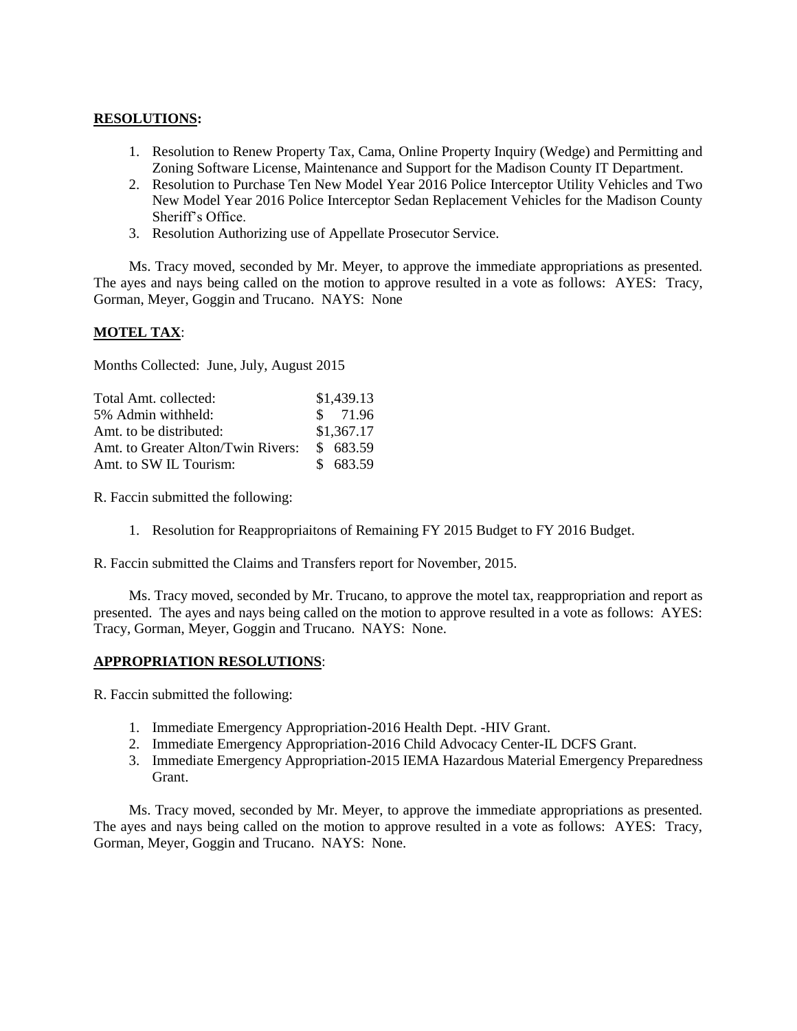**RESOLUTIONS:**

1. Resolution to Renew Property Tax, Cama, Online Property Inquiry (Wedge) and Permitting and Zoning Software License, Maintenance and Support for the Madison County IT Department.
2. Resolution to Purchase Ten New Model Year 2016 Police Interceptor Utility Vehicles and Two New Model Year 2016 Police Interceptor Sedan Replacement Vehicles for the Madison County Sheriff's Office.
3. Resolution Authorizing use of Appellate Prosecutor Service.

Ms. Tracy moved, seconded by Mr. Meyer, to approve the immediate appropriations as presented. The ayes and nays being called on the motion to approve resulted in a vote as follows: AYES: Tracy, Gorman, Meyer, Goggin and Trucano. NAYS: None

**MOTEL TAX**:

Months Collected: June, July, August 2015

| | |
|---|---|
| Total Amt. collected: | $1,439.13 |
| 5% Admin withheld: | $ 71.96 |
| Amt. to be distributed: | $1,367.17 |
| Amt. to Greater Alton/Twin Rivers: | $ 683.59 |
| Amt. to SW IL Tourism: | $ 683.59 |

R. Faccin submitted the following:

1. Resolution for Reappropriaitons of Remaining FY 2015 Budget to FY 2016 Budget.

R. Faccin submitted the Claims and Transfers report for November, 2015.

Ms. Tracy moved, seconded by Mr. Trucano, to approve the motel tax, reappropriation and report as presented. The ayes and nays being called on the motion to approve resulted in a vote as follows: AYES: Tracy, Gorman, Meyer, Goggin and Trucano. NAYS: None.

**APPROPRIATION RESOLUTIONS**:

R. Faccin submitted the following:

1. Immediate Emergency Appropriation-2016 Health Dept. -HIV Grant.
2. Immediate Emergency Appropriation-2016 Child Advocacy Center-IL DCFS Grant.
3. Immediate Emergency Appropriation-2015 IEMA Hazardous Material Emergency Preparedness Grant.

Ms. Tracy moved, seconded by Mr. Meyer, to approve the immediate appropriations as presented. The ayes and nays being called on the motion to approve resulted in a vote as follows: AYES: Tracy, Gorman, Meyer, Goggin and Trucano. NAYS: None.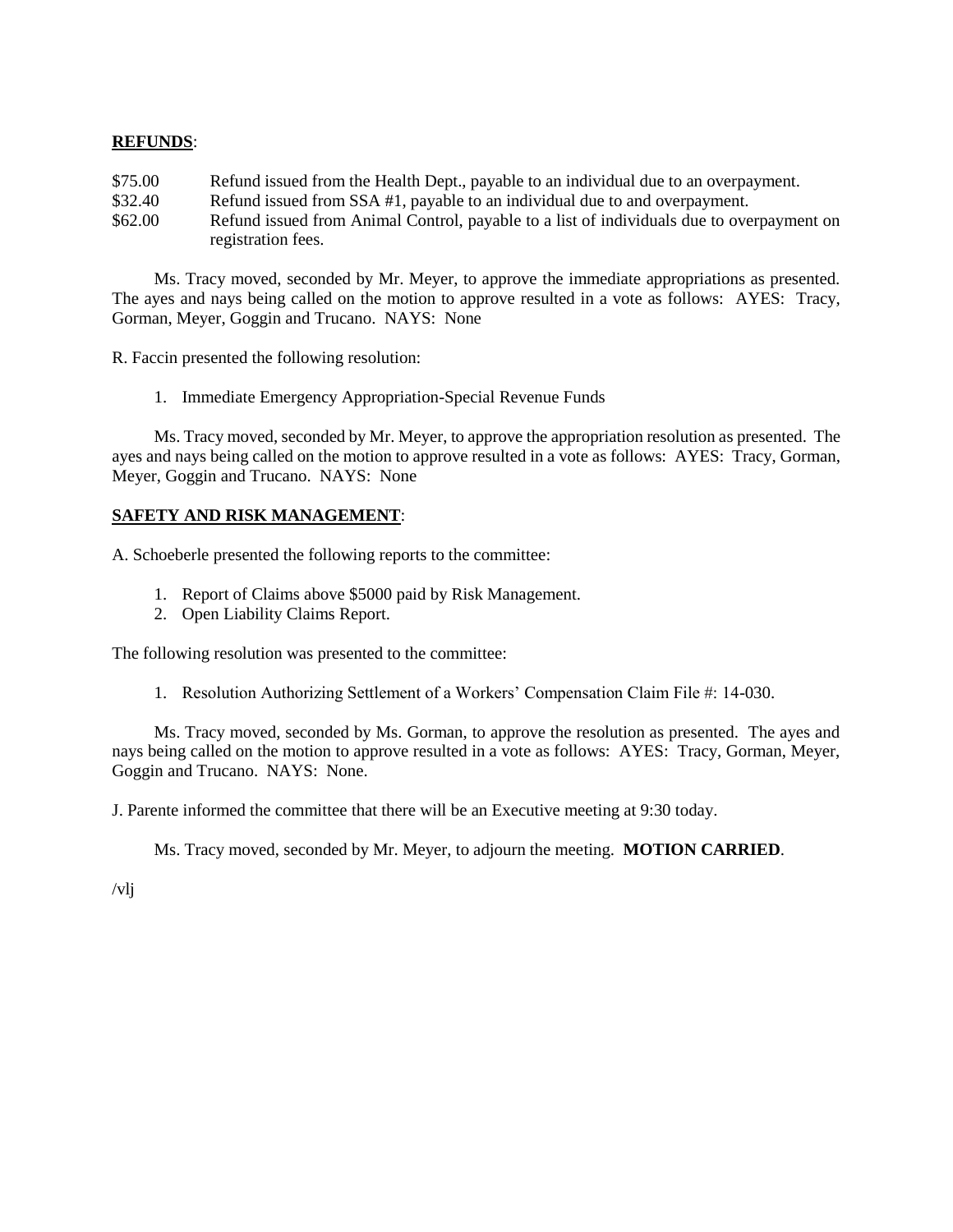**REFUNDS**:

$75.00 Refund issued from the Health Dept., payable to an individual due to an overpayment.
$32.40 Refund issued from SSA #1, payable to an individual due to and overpayment.
$62.00 Refund issued from Animal Control, payable to a list of individuals due to overpayment on registration fees.

Ms. Tracy moved, seconded by Mr. Meyer, to approve the immediate appropriations as presented. The ayes and nays being called on the motion to approve resulted in a vote as follows: AYES: Tracy, Gorman, Meyer, Goggin and Trucano. NAYS: None

R. Faccin presented the following resolution:

1. Immediate Emergency Appropriation-Special Revenue Funds

Ms. Tracy moved, seconded by Mr. Meyer, to approve the appropriation resolution as presented. The ayes and nays being called on the motion to approve resulted in a vote as follows: AYES: Tracy, Gorman, Meyer, Goggin and Trucano. NAYS: None

**SAFETY AND RISK MANAGEMENT**:

A. Schoeberle presented the following reports to the committee:

1. Report of Claims above $5000 paid by Risk Management.
2. Open Liability Claims Report.

The following resolution was presented to the committee:

1. Resolution Authorizing Settlement of a Workers' Compensation Claim File #: 14-030.

Ms. Tracy moved, seconded by Ms. Gorman, to approve the resolution as presented. The ayes and nays being called on the motion to approve resulted in a vote as follows: AYES: Tracy, Gorman, Meyer, Goggin and Trucano. NAYS: None.

J. Parente informed the committee that there will be an Executive meeting at 9:30 today.

Ms. Tracy moved, seconded by Mr. Meyer, to adjourn the meeting. **MOTION CARRIED**.

/vlj